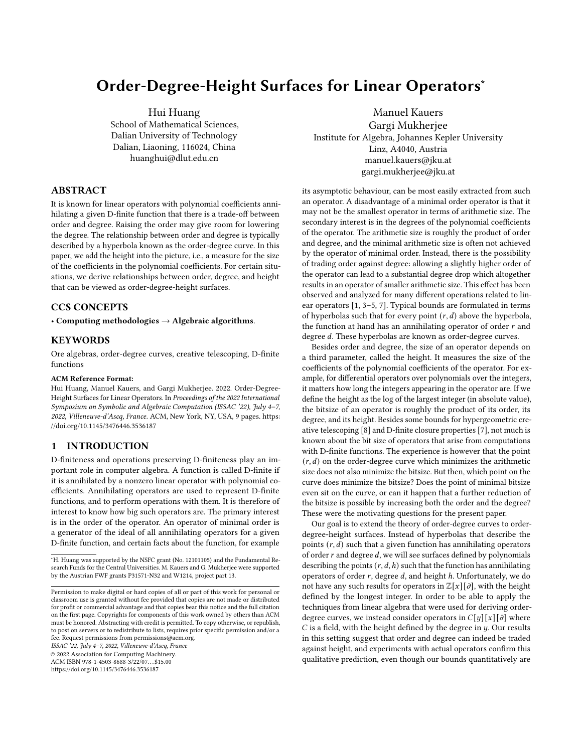# Order-Degree-Height Surfaces for Linear Operators*

Hui Huang
School of Mathematical Sciences,
Dalian University of Technology
Dalian, Liaoning, 116024, China
huanghui@dlut.edu.cn

Manuel Kauers
Gargi Mukherjee
Institute for Algebra, Johannes Kepler University
Linz, A4040, Austria
manuel.kauers@jku.at
gargi.mukherjee@jku.at

## ABSTRACT

It is known for linear operators with polynomial coefficients annihilating a given D-finite function that there is a trade-off between order and degree. Raising the order may give room for lowering the degree. The relationship between order and degree is typically described by a hyperbola known as the order-degree curve. In this paper, we add the height into the picture, i.e., a measure for the size of the coefficients in the polynomial coefficients. For certain situations, we derive relationships between order, degree, and height that can be viewed as order-degree-height surfaces.

## CCS CONCEPTS

• **Computing methodologies → Algebraic algorithms**.

## KEYWORDS

Ore algebras, order-degree curves, creative telescoping, D-finite functions

**ACM Reference Format:**
Hui Huang, Manuel Kauers, and Gargi Mukherjee. 2022. Order-Degree-Height Surfaces for Linear Operators. In *Proceedings of the 2022 International Symposium on Symbolic and Algebraic Computation (ISSAC '22), July 4–7, 2022, Villeneuve-d'Ascq, France.* ACM, New York, NY, USA, 9 pages. https://doi.org/10.1145/3476446.3536187

## 1 INTRODUCTION

D-finiteness and operations preserving D-finiteness play an important role in computer algebra. A function is called D-finite if it is annihilated by a nonzero linear operator with polynomial coefficients. Annihilating operators are used to represent D-finite functions, and to perform operations with them. It is therefor of interest to know how big such operators are. The primary interest is in the order of the operator. An operator of minimal order is a generator of the ideal of all annihilating operators for a given D-finite function, and certain facts about the function, for example its asymptotic behaviour, can be most easily extracted from such an operator. A disadvantage of a minimal order operator is that it may not be the smallest operator in terms of arithmetic size. The secondary interest is in the degrees of the polynomial coefficients of the operator. The arithmetic size is roughly the product of order and degree, and the minimal arithmetic size is often not achieved by the operator of minimal order. Instead, there is the possibility of trading order against degree: allowing a slightly higher order of the operator can lead to a substantial degree drop which altogether results in an operator of smaller arithmetic size. This effect has been observed and analyzed for many different operations related to linear operators [1, 3–5, 7]. Typical bounds are formulated in terms of hyperbolas such that for every point $(r, d)$ above the hyperbola, the function at hand has an annihilating operator of order $r$ and degree $d$. These hyperbolas are known as order-degree curves.

Besides order and degree, the size of an operator depends on a third parameter, called the height. It measures the size of the coefficients of the polynomial coefficients of the operator. For example, for differential operators over polynomials over the integers, it matters how long the integers appearing in the operator are. If we define the height as the log of the largest integer (in absolute value), the bitsize of an operator is roughly the product of its order, its degree, and its height. Besides some bounds for hypergeometric creative telescoping [8] and D-finite closure properties [7], not much is known about the bit size of operators that arise from computations with D-finite functions. The experience is however that the point $(r, d)$ on the order-degree curve which minimizes the arithmetic size does not also minimize the bitsize. But then, which point on the curve does minimize the bitsize? Does the point of minimal bitsize even sit on the curve, or can it happen that a further reduction of the bitsize is possible by increasing both the order and the degree? These were the motivating questions for the present paper.

Our goal is to extend the theory of order-degree curves to order-degree-height surfaces. Instead of hyperbolas that describe the points $(r, d)$ such that a given function has annihilating operators of order $r$ and degree $d$, we will see surfaces defined by polynomials describing the points $(r, d, h)$ such that the function has annihilating operators of order $r$, degree $d$, and height $h$. Unfortunately, we do not have any such results for operators in $\mathbb{Z}[x][\partial]$, with the height defined by the longest integer. In order to be able to apply the techniques from linear algebra that were used for deriving order-degree curves, we instead consider operators in $C[y][x][\partial]$ where $C$ is a field, with the height defined by the degree in $y$. Our results in this setting suggest that order and degree can indeed be traded against height, and experiments with actual operators confirm this qualitative prediction, even though our bounds quantitatively are

---

*H. Huang was supported by the NSFC grant (No. 12101105) and the Fundamental Research Funds for the Central Universities. M. Kauers and G. Mukherjee were supported by the Austrian FWF grants P31571-N32 and W1214, project part 13.

Permission to make digital or hard copies of all or part of this work for personal or classroom use is granted without fee provided that copies are not made or distributed for profit or commercial advantage and that copies bear this notice and the full citation on the first page. Copyrights for components of this work owned by others than ACM must be honored. Abstracting with credit is permitted. To copy otherwise, or republish, to post on servers or to redistribute to lists, requires prior specific permission and/or a fee. Request permissions from permissions@acm.org.
*ISSAC '22, July 4–7, 2022, Villeneuve-d'Ascq, France*
© 2022 Association for Computing Machinery.
ACM ISBN 978-1-4503-8688-3/22/07...$15.00
https://doi.org/10.1145/3476446.3536187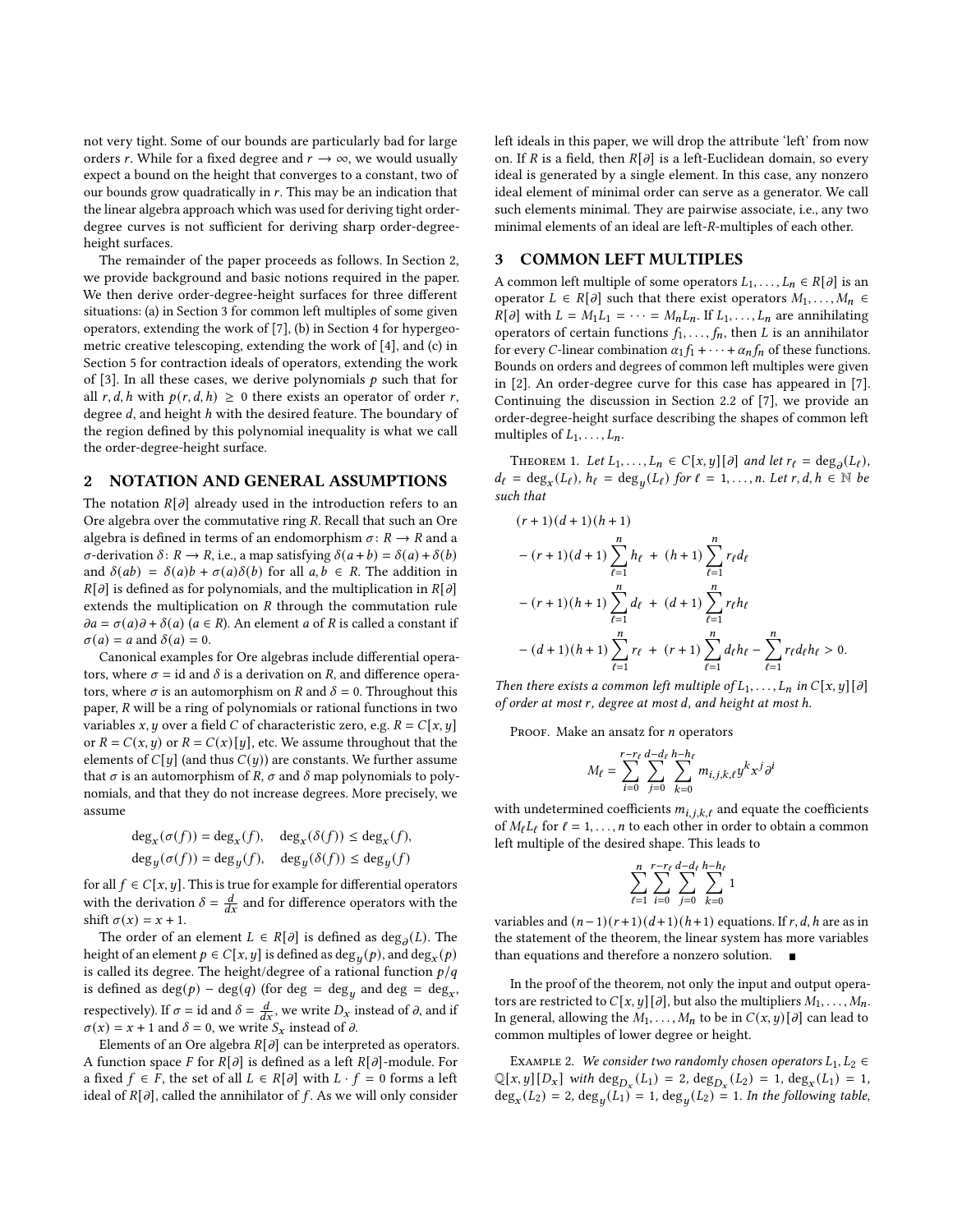not very tight. Some of our bounds are particularly bad for large orders $r$. While for a fixed degree and $r \to \infty$, we would usually expect a bound on the height that converges to a constant, two of our bounds grow quadratically in $r$. This may be an indication that the linear algebra approach which was used for deriving tight order-degree curves is not sufficient for deriving sharp order-degree-height surfaces.

The remainder of the paper proceeds as follows. In Section 2, we provide background and basic notions required in the paper. We then derive order-degree-height surfaces for three different situations: (a) in Section 3 for common left multiples of some given operators, extending the work of [7], (b) in Section 4 for hypergeometric creative telescoping, extending the work of [4], and (c) in Section 5 for contraction ideals of operators, extending the work of [3]. In all these cases, we derive polynomials $p$ such that for all $r, d, h$ with $p(r, d, h) \geq 0$ there exists an operator of order $r$, degree $d$, and height $h$ with the desired feature. The boundary of the region defined by this polynomial inequality is what we call the order-degree-height surface.

## 2 NOTATION AND GENERAL ASSUMPTIONS

The notation $R[\partial]$ already used in the introduction refers to an Ore algebra over the commutative ring $R$. Recall that such an Ore algebra is defined in terms of an endomorphism $\sigma : R \to R$ and a $\sigma$-derivation $\delta : R \to R$, i.e., a map satisfying $\delta(a + b) = \delta(a) + \delta(b)$ and $\delta(ab) = \delta(a)b + \sigma(a)\delta(b)$ for all $a, b \in R$. The addition in $R[\partial]$ is defined as for polynomials, and the multiplication in $R[\partial]$ extends the multiplication on $R$ through the commutation rule $\partial a = \sigma(a)\partial + \delta(a)$ ($a \in R$). An element $a$ of $R$ is called a constant if $\sigma(a) = a$ and $\delta(a) = 0$.

Canonical examples for Ore algebras include differential operators, where $\sigma = \mathrm{id}$ and $\delta$ is a derivation on $R$, and difference operators, where $\sigma$ is an automorphism on $R$ and $\delta = 0$. Throughout this paper, $R$ will be a ring of polynomials or rational functions in two variables $x, y$ over a field $C$ of characteristic zero, e.g. $R = C[x, y]$ or $R = C(x, y)$ or $R = C(x)[y]$, etc. We assume throughout that the elements of $C[y]$ (and thus $C(y)$) are constants. We further assume that $\sigma$ is an automorphism of $R$, $\sigma$ and $\delta$ map polynomials to polynomials, and that they do not increase degrees. More precisely, we assume

$$\deg_x(\sigma(f)) = \deg_x(f), \quad \deg_x(\delta(f)) \leq \deg_x(f),$$
$$\deg_y(\sigma(f)) = \deg_y(f), \quad \deg_y(\delta(f)) \leq \deg_y(f)$$

for all $f \in C[x, y]$. This is true for example for differential operators with the derivation $\delta = \frac{d}{dx}$ and for difference operators with the shift $\sigma(x) = x + 1$.

The order of an element $L \in R[\partial]$ is defined as $\deg_\partial(L)$. The height of an element $p \in C[x, y]$ is defined as $\deg_y(p)$, and $\deg_x(p)$ is called its degree. The height/degree of a rational function $p/q$ is defined as $\deg(p) - \deg(q)$ (for $\deg = \deg_y$ and $\deg = \deg_x$, respectively). If $\sigma = \mathrm{id}$ and $\delta = \frac{d}{dx}$, we write $D_x$ instead of $\partial$, and if $\sigma(x) = x + 1$ and $\delta = 0$, we write $S_x$ instead of $\partial$.

Elements of an Ore algebra $R[\partial]$ can be interpreted as operators. A function space $F$ for $R[\partial]$ is defined as a left $R[\partial]$-module. For a fixed $f \in F$, the set of all $L \in R[\partial]$ with $L \cdot f = 0$ forms a left ideal of $R[\partial]$, called the annihilator of $f$. As we will only consider left ideals in this paper, we will drop the attribute 'left' from now on. If $R$ is a field, then $R[\partial]$ is a left-Euclidean domain, so every ideal is generated by a single element. In this case, any nonzero ideal element of minimal order can serve as a generator. We call such elements minimal. They are pairwise associate, i.e., any two minimal elements of an ideal are left-$R$-multiples of each other.

## 3 COMMON LEFT MULTIPLES

A common left multiple of some operators $L_1, \dots, L_n \in R[\partial]$ is an operator $L \in R[\partial]$ such that there exist operators $M_1, \dots, M_n \in R[\partial]$ with $L = M_1 L_1 = \dots = M_n L_n$. If $L_1, \dots, L_n$ are annihilating operators of certain functions $f_1, \dots, f_n$, then $L$ is an annihilator for every $C$-linear combination $\alpha_1 f_1 + \dots + \alpha_n f_n$ of these functions. Bounds on orders and degrees of common left multiples were given in [2]. An order-degree curve for this case has appeared in [7]. Continuing the discussion in Section 2.2 of [7], we provide an order-degree-height surface describing the shapes of common left multiples of $L_1, \dots, L_n$.

Theorem 1. *Let $L_1, \dots, L_n \in C[x, y][\partial]$ and let $r_\ell = \deg_\partial(L_\ell)$, $d_\ell = \deg_x(L_\ell)$, $h_\ell = \deg_y(L_\ell)$ for $\ell = 1, \dots, n$. Let $r, d, h \in \mathbb{N}$ be such that*

$$\begin{aligned}
&(r+1)(d+1)(h+1) \\
&- (r+1)(d+1)\sum_{\ell=1}^{n} h_\ell \;+\; (h+1)\sum_{\ell=1}^{n} r_\ell d_\ell \\
&- (r+1)(h+1)\sum_{\ell=1}^{n} d_\ell \;+\; (d+1)\sum_{\ell=1}^{n} r_\ell h_\ell \\
&- (d+1)(h+1)\sum_{\ell=1}^{n} r_\ell \;+\; (r+1)\sum_{\ell=1}^{n} d_\ell h_\ell - \sum_{\ell=1}^{n} r_\ell d_\ell h_\ell > 0.
\end{aligned}$$

*Then there exists a common left multiple of $L_1, \dots, L_n$ in $C[x, y][\partial]$ of order at most $r$, degree at most $d$, and height at most $h$.*

Proof. Make an ansatz for $n$ operators

$$M_\ell = \sum_{i=0}^{r-r_\ell} \sum_{j=0}^{d-d_\ell} \sum_{k=0}^{h-h_\ell} m_{i,j,k,\ell}\, y^k x^j \partial^i$$

with undetermined coefficients $m_{i,j,k,\ell}$ and equate the coefficients of $M_\ell L_\ell$ for $\ell = 1, \dots, n$ to each other in order to obtain a common left multiple of the desired shape. This leads to

$$\sum_{\ell=1}^{n} \sum_{i=0}^{r-r_\ell} \sum_{j=0}^{d-d_\ell} \sum_{k=0}^{h-h_\ell} 1$$

variables and $(n-1)(r+1)(d+1)(h+1)$ equations. If $r, d, h$ are as in the statement of the theorem, the linear system has more variables than equations and therefore a nonzero solution. ∎

In the proof of the theorem, not only the input and output operators are restricted to $C[x, y][\partial]$, but also the multipliers $M_1, \dots, M_n$. In general, allowing the $M_1, \dots, M_n$ to be in $C(x, y)[\partial]$ can lead to common multiples of lower degree or height.

Example 2. *We consider two randomly chosen operators $L_1, L_2 \in \mathbb{Q}[x, y][D_x]$ with $\deg_{D_x}(L_1) = 2$, $\deg_{D_x}(L_2) = 1$, $\deg_x(L_1) = 1$, $\deg_x(L_2) = 2$, $\deg_y(L_1) = 1$, $\deg_y(L_2) = 1$. In the following table,*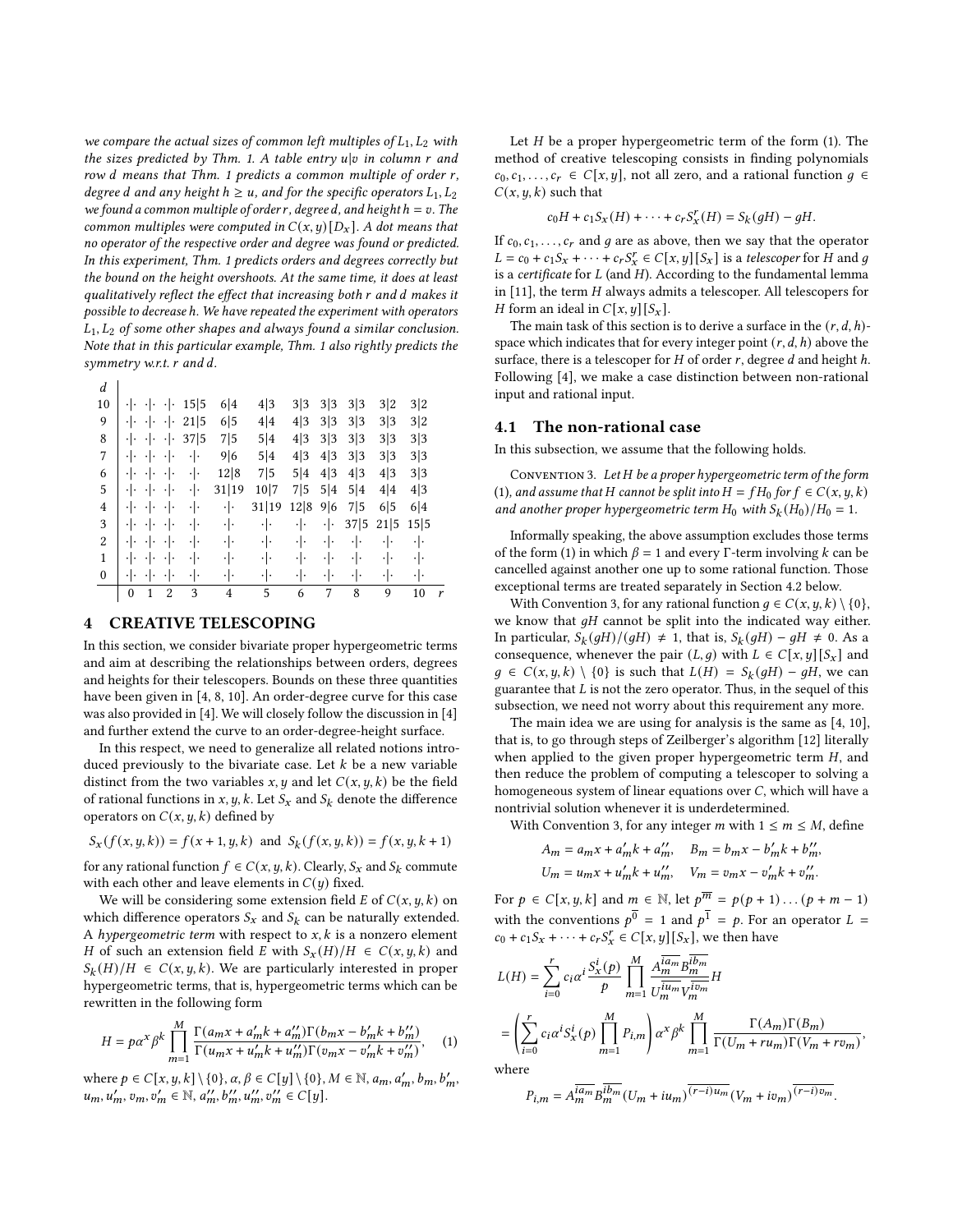*we compare the actual sizes of common left multiples of $L_1, L_2$ with the sizes predicted by Thm. 1. A table entry $u|v$ in column $r$ and row $d$ means that Thm. 1 predicts a common multiple of order $r$, degree $d$ and any height $h \geq u$, and for the specific operators $L_1, L_2$ we found a common multiple of order $r$, degree $d$, and height $h = v$. The common multiples were computed in $C(x, y)[D_x]$. A dot means that no operator of the respective order and degree was found or predicted. In this experiment, Thm. 1 predicts orders and degrees correctly but the bound on the height overshoots. At the same time, it does at least qualitatively reflect the effect that increasing both $r$ and $d$ makes it possible to decrease $h$. We have repeated the experiment with operators $L_1, L_2$ of some other shapes and always found a similar conclusion. Note that in this particular example, Thm. 1 also rightly predicts the symmetry w.r.t. $r$ and $d$.*

| $d$ \ $r$ | 0 | 1 | 2 | 3 | 4 | 5 | 6 | 7 | 8 | 9 | 10 |
|---|---|---|---|---|---|---|---|---|---|---|---|
| 10 | ·\|· | ·\|· | ·\|· | 15\|5 | 6\|4 | 4\|3 | 3\|3 | 3\|3 | 3\|3 | 3\|2 | 3\|2 |
| 9 | ·\|· | ·\|· | ·\|· | 21\|5 | 6\|5 | 4\|4 | 4\|3 | 3\|3 | 3\|3 | 3\|3 | 3\|2 |
| 8 | ·\|· | ·\|· | ·\|· | 37\|5 | 7\|5 | 5\|4 | 4\|3 | 3\|3 | 3\|3 | 3\|3 | 3\|3 |
| 7 | ·\|· | ·\|· | ·\|· | ·\|· | 9\|6 | 5\|4 | 4\|3 | 4\|3 | 3\|3 | 3\|3 | 3\|3 |
| 6 | ·\|· | ·\|· | ·\|· | ·\|· | 12\|8 | 7\|5 | 5\|4 | 4\|3 | 4\|3 | 4\|3 | 3\|3 |
| 5 | ·\|· | ·\|· | ·\|· | ·\|· | 31\|19 | 10\|7 | 7\|5 | 5\|4 | 5\|4 | 4\|4 | 4\|3 |
| 4 | ·\|· | ·\|· | ·\|· | ·\|· | ·\|· | 31\|19 | 12\|8 | 9\|6 | 7\|5 | 6\|5 | 6\|4 |
| 3 | ·\|· | ·\|· | ·\|· | ·\|· | ·\|· | ·\|· | ·\|· | ·\|· | 37\|5 | 21\|5 | 15\|5 |
| 2 | ·\|· | ·\|· | ·\|· | ·\|· | ·\|· | ·\|· | ·\|· | ·\|· | ·\|· | ·\|· | ·\|· |
| 1 | ·\|· | ·\|· | ·\|· | ·\|· | ·\|· | ·\|· | ·\|· | ·\|· | ·\|· | ·\|· | ·\|· |
| 0 | ·\|· | ·\|· | ·\|· | ·\|· | ·\|· | ·\|· | ·\|· | ·\|· | ·\|· | ·\|· | ·\|· |

## 4 CREATIVE TELESCOPING

In this section, we consider bivariate proper hypergeometric terms and aim at describing the relationships between orders, degrees and heights for their telescopers. Bounds on these three quantities have been given in [4, 8, 10]. An order-degree curve for this case was also provided in [4]. We will closely follow the discussion in [4] and further extend the curve to an order-degree-height surface.

In this respect, we need to generalize all related notions introduced previously to the bivariate case. Let $k$ be a new variable distinct from the two variables $x, y$ and let $C(x, y, k)$ be the field of rational functions in $x, y, k$. Let $S_x$ and $S_k$ denote the difference operators on $C(x, y, k)$ defined by

$$S_x(f(x, y, k)) = f(x + 1, y, k) \quad \text{and} \quad S_k(f(x, y, k)) = f(x, y, k + 1)$$

for any rational function $f \in C(x, y, k)$. Clearly, $S_x$ and $S_k$ commute with each other and leave elements in $C(y)$ fixed.

We will be considering some extension field $E$ of $C(x, y, k)$ on which difference operators $S_x$ and $S_k$ can be naturally extended. A *hypergeometric term* with respect to $x, k$ is a nonzero element $H$ of such an extension field $E$ with $S_x(H)/H \in C(x, y, k)$ and $S_k(H)/H \in C(x, y, k)$. We are particularly interested in proper hypergeometric terms, that is, hypergeometric terms which can be rewritten in the following form

$$H = p\alpha^x \beta^k \prod_{m=1}^{M} \frac{\Gamma(a_m x + a'_m k + a''_m)\Gamma(b_m x - b'_m k + b''_m)}{\Gamma(u_m x + u'_m k + u''_m)\Gamma(v_m x - v'_m k + v''_m)}, \qquad (1)$$

where $p \in C[x, y, k] \setminus \{0\}$, $\alpha, \beta \in C[y] \setminus \{0\}$, $M \in \mathbb{N}$, $a_m, a'_m, b_m, b'_m, u_m, u'_m, v_m, v'_m \in \mathbb{N}$, $a''_m, b''_m, u''_m, v''_m \in C[y]$.

Let $H$ be a proper hypergeometric term of the form (1). The method of creative telescoping consists in finding polynomials $c_0, c_1, \ldots, c_r \in C[x, y]$, not all zero, and a rational function $g \in C(x, y, k)$ such that

$$c_0 H + c_1 S_x(H) + \cdots + c_r S_x^r(H) = S_k(gH) - gH.$$

If $c_0, c_1, \ldots, c_r$ and $g$ are as above, then we say that the operator $L = c_0 + c_1 S_x + \cdots + c_r S_x^r \in C[x, y][S_x]$ is a *telescoper* for $H$ and $g$ is a *certificate* for $L$ (and $H$). According to the fundamental lemma in [11], the term $H$ always admits a telescoper. All telescopers for $H$ form an ideal in $C[x, y][S_x]$.

The main task of this section is to derive a surface in the $(r, d, h)$-space which indicates that for every integer point $(r, d, h)$ above the surface, there is a telescoper for $H$ of order $r$, degree $d$ and height $h$. Following [4], we make a case distinction between non-rational input and rational input.

### 4.1 The non-rational case

In this subsection, we assume that the following holds.

Convention 3. *Let $H$ be a proper hypergeometric term of the form (1), and assume that $H$ cannot be split into $H = fH_0$ for $f \in C(x, y, k)$ and another proper hypergeometric term $H_0$ with $S_k(H_0)/H_0 = 1$.*

Informally speaking, the above assumption excludes those terms of the form (1) in which $\beta = 1$ and every $\Gamma$-term involving $k$ can be cancelled against another one up to some rational function. Those exceptional terms are treated separately in Section 4.2 below.

With Convention 3, for any rational function $g \in C(x, y, k) \setminus \{0\}$, we know that $gH$ cannot be split into the indicated way either. In particular, $S_k(gH)/(gH) \neq 1$, that is, $S_k(gH) - gH \neq 0$. As a consequence, whenever the pair $(L, g)$ with $L \in C[x, y][S_x]$ and $g \in C(x, y, k) \setminus \{0\}$ is such that $L(H) = S_k(gH) - gH$, we can guarantee that $L$ is not the zero operator. Thus, in the sequel of this subsection, we need not worry about this requirement any more.

The main idea we are using for analysis is the same as [4, 10], that is, to go through steps of Zeilberger's algorithm [12] literally when applied to the given proper hypergeometric term $H$, and then reduce the problem of computing a telescoper to solving a homogeneous system of linear equations over $C$, which will have a nontrivial solution whenever it is underdetermined.

With Convention 3, for any integer $m$ with $1 \leq m \leq M$, define

$$A_m = a_m x + a'_m k + a''_m, \quad B_m = b_m x - b'_m k + b''_m,$$
$$U_m = u_m x + u'_m k + u''_m, \quad V_m = v_m x - v'_m k + v''_m.$$

For $p \in C[x, y, k]$ and $m \in \mathbb{N}$, let $p^{\overline{m}} = p(p+1)\ldots(p+m-1)$ with the conventions $p^{\overline{0}} = 1$ and $p^{\overline{1}} = p$. For an operator $L = c_0 + c_1 S_x + \cdots + c_r S_x^r \in C[x, y][S_x]$, we then have

$$L(H) = \sum_{i=0}^{r} c_i \alpha^i \frac{S_x^i(p)}{p} \prod_{m=1}^{M} \frac{A_m^{\overline{ia_m}} B_m^{\overline{ib_m}}}{U_m^{\overline{iu_m}} V_m^{\overline{iv_m}}} H$$

$$= \left( \sum_{i=0}^{r} c_i \alpha^i S_x^i(p) \prod_{m=1}^{M} P_{i,m} \right) \alpha^x \beta^k \prod_{m=1}^{M} \frac{\Gamma(A_m)\Gamma(B_m)}{\Gamma(U_m + ru_m)\Gamma(V_m + rv_m)},$$

where

$$P_{i,m} = A_m^{\overline{ia_m}} B_m^{\overline{ib_m}} (U_m + iu_m)^{\overline{(r-i)u_m}} (V_m + iv_m)^{\overline{(r-i)v_m}}.$$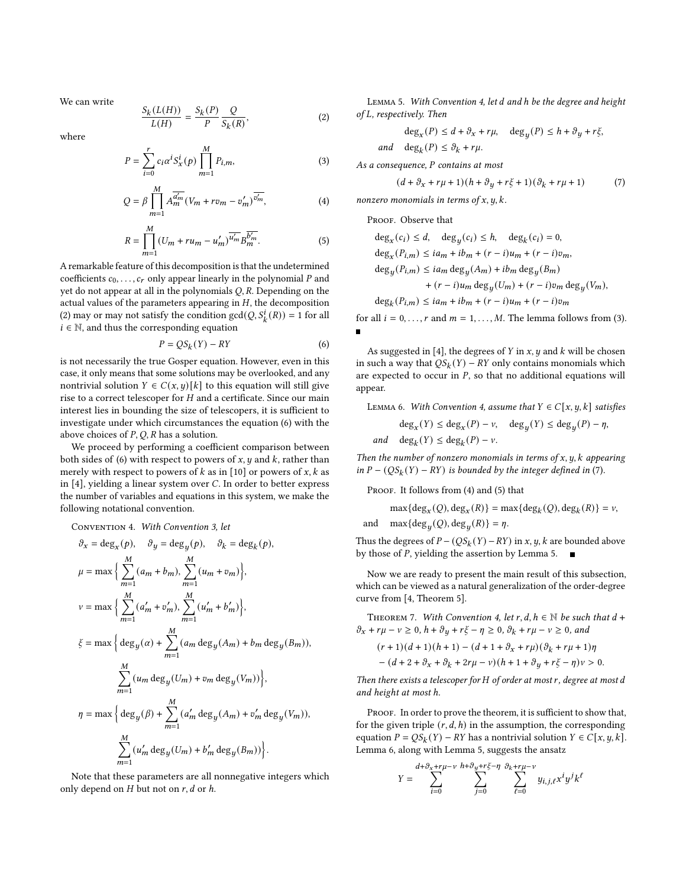We can write

$$\frac{S_k(L(H))}{L(H)} = \frac{S_k(P)}{P} \frac{Q}{S_k(R)}, \tag{2}$$

where

$$P = \sum_{i=0}^{r} c_i \alpha^i S_x^i(p) \prod_{m=1}^{M} P_{i,m}, \tag{3}$$

$$Q = \beta \prod_{m=1}^{M} A_m^{\overline{a'_m}} (V_m + r v_m - v'_m)^{\overline{v'_m}}, \tag{4}$$

$$R = \prod_{m=1}^{M} (U_m + r u_m - u'_m)^{\overline{u'_m}} B_m^{\overline{b'_m}}. \tag{5}$$

A remarkable feature of this decomposition is that the undetermined coefficients $c_0, \ldots, c_r$ only appear linearly in the polynomial $P$ and yet do not appear at all in the polynomials $Q, R$. Depending on the actual values of the parameters appearing in $H$, the decomposition (2) may or may not satisfy the condition $\gcd(Q, S_k^i(R)) = 1$ for all $i \in \mathbb{N}$, and thus the corresponding equation

$$P = Q S_k(Y) - RY \tag{6}$$

is not necessarily the true Gosper equation. However, even in this case, it only means that some solutions may be overlooked, and any nontrivial solution $Y \in C(x, y)[k]$ to this equation will still give rise to a correct telescoper for $H$ and a certificate. Since our main interest lies in bounding the size of telescopers, it is sufficient to investigate under which circumstances the equation (6) with the above choices of $P, Q, R$ has a solution.

We proceed by performing a coefficient comparison between both sides of (6) with respect to powers of $x, y$ and $k$, rather than merely with respect to powers of $k$ as in [10] or powers of $x, k$ as in [4], yielding a linear system over $C$. In order to better express the number of variables and equations in this system, we make the following notational convention.

Convention 4. *With Convention 3, let*

$$\vartheta_x = \deg_x(p), \quad \vartheta_y = \deg_y(p), \quad \vartheta_k = \deg_k(p),$$

$$\mu = \max\Big\{ \sum_{m=1}^{M} (a_m + b_m), \sum_{m=1}^{M} (u_m + v_m) \Big\},$$

$$\nu = \max\Big\{ \sum_{m=1}^{M} (a'_m + v'_m), \sum_{m=1}^{M} (u'_m + b'_m) \Big\},$$

$$\xi = \max\Big\{ \deg_y(\alpha) + \sum_{m=1}^{M} (a_m \deg_y(A_m) + b_m \deg_y(B_m)), \sum_{m=1}^{M} (u_m \deg_y(U_m) + v_m \deg_y(V_m)) \Big\},$$

$$\eta = \max\Big\{ \deg_y(\beta) + \sum_{m=1}^{M} (a'_m \deg_y(A_m) + v'_m \deg_y(V_m)), \sum_{m=1}^{M} (u'_m \deg_y(U_m) + b'_m \deg_y(B_m)) \Big\}.$$

Note that these parameters are all nonnegative integers which only depend on $H$ but not on $r, d$ or $h$.

Lemma 5. *With Convention 4, let $d$ and $h$ be the degree and height of $L$, respectively. Then*

$$\deg_x(P) \le d + \vartheta_x + r\mu, \quad \deg_y(P) \le h + \vartheta_y + r\xi, \quad \text{and} \quad \deg_k(P) \le \vartheta_k + r\mu.$$

*As a consequence, $P$ contains at most*

$$(d + \vartheta_x + r\mu + 1)(h + \vartheta_y + r\xi + 1)(\vartheta_k + r\mu + 1) \tag{7}$$

*nonzero monomials in terms of $x, y, k$.*

Proof. Observe that

$$\deg_x(c_i) \le d, \quad \deg_y(c_i) \le h, \quad \deg_k(c_i) = 0,$$
$$\deg_x(P_{i,m}) \le i a_m + i b_m + (r - i) u_m + (r - i) v_m,$$
$$\deg_y(P_{i,m}) \le i a_m \deg_y(A_m) + i b_m \deg_y(B_m) + (r - i) u_m \deg_y(U_m) + (r - i) v_m \deg_y(V_m),$$
$$\deg_k(P_{i,m}) \le i a_m + i b_m + (r - i) u_m + (r - i) v_m$$

for all $i = 0, \ldots, r$ and $m = 1, \ldots, M$. The lemma follows from (3). ∎

As suggested in [4], the degrees of $Y$ in $x, y$ and $k$ will be chosen in such a way that $Q S_k(Y) - RY$ only contains monomials which are expected to occur in $P$, so that no additional equations will appear.

Lemma 6. *With Convention 4, assume that $Y \in C[x, y, k]$ satisfies*

$$\deg_x(Y) \le \deg_x(P) - \nu, \quad \deg_y(Y) \le \deg_y(P) - \eta, \quad \text{and} \quad \deg_k(Y) \le \deg_k(P) - \nu.$$

*Then the number of nonzero monomials in terms of $x, y, k$ appearing in $P - (Q S_k(Y) - RY)$ is bounded by the integer defined in (7).*

Proof. It follows from (4) and (5) that

$$\max\{\deg_x(Q), \deg_x(R)\} = \max\{\deg_k(Q), \deg_k(R)\} = \nu,$$
$$\text{and} \quad \max\{\deg_y(Q), \deg_y(R)\} = \eta.$$

Thus the degrees of $P - (Q S_k(Y) - RY)$ in $x, y, k$ are bounded above by those of $P$, yielding the assertion by Lemma 5. ∎

Now we are ready to present the main result of this subsection, which can be viewed as a natural generalization of the order-degree curve from [4, Theorem 5].

Theorem 7. *With Convention 4, let $r, d, h \in \mathbb{N}$ be such that $d + \vartheta_x + r\mu - \nu \ge 0$, $h + \vartheta_y + r\xi - \eta \ge 0$, $\vartheta_k + r\mu - \nu \ge 0$, and*

$$(r + 1)(d + 1)(h + 1) - (d + 1 + \vartheta_x + r\mu)(\vartheta_k + r\mu + 1)\eta - (d + 2 + \vartheta_x + \vartheta_k + 2r\mu - \nu)(h + 1 + \vartheta_y + r\xi - \eta)\nu > 0.$$

*Then there exists a telescoper for $H$ of order at most $r$, degree at most $d$ and height at most $h$.*

Proof. In order to prove the theorem, it is sufficient to show that, for the given triple $(r, d, h)$ in the assumption, the corresponding equation $P = Q S_k(Y) - RY$ has a nontrivial solution $Y \in C[x, y, k]$. Lemma 6, along with Lemma 5, suggests the ansatz

$$Y = \sum_{i=0}^{d + \vartheta_x + r\mu - \nu} \sum_{j=0}^{h + \vartheta_y + r\xi - \eta} \sum_{\ell=0}^{\vartheta_k + r\mu - \nu} y_{i,j,\ell} x^i y^j k^\ell$$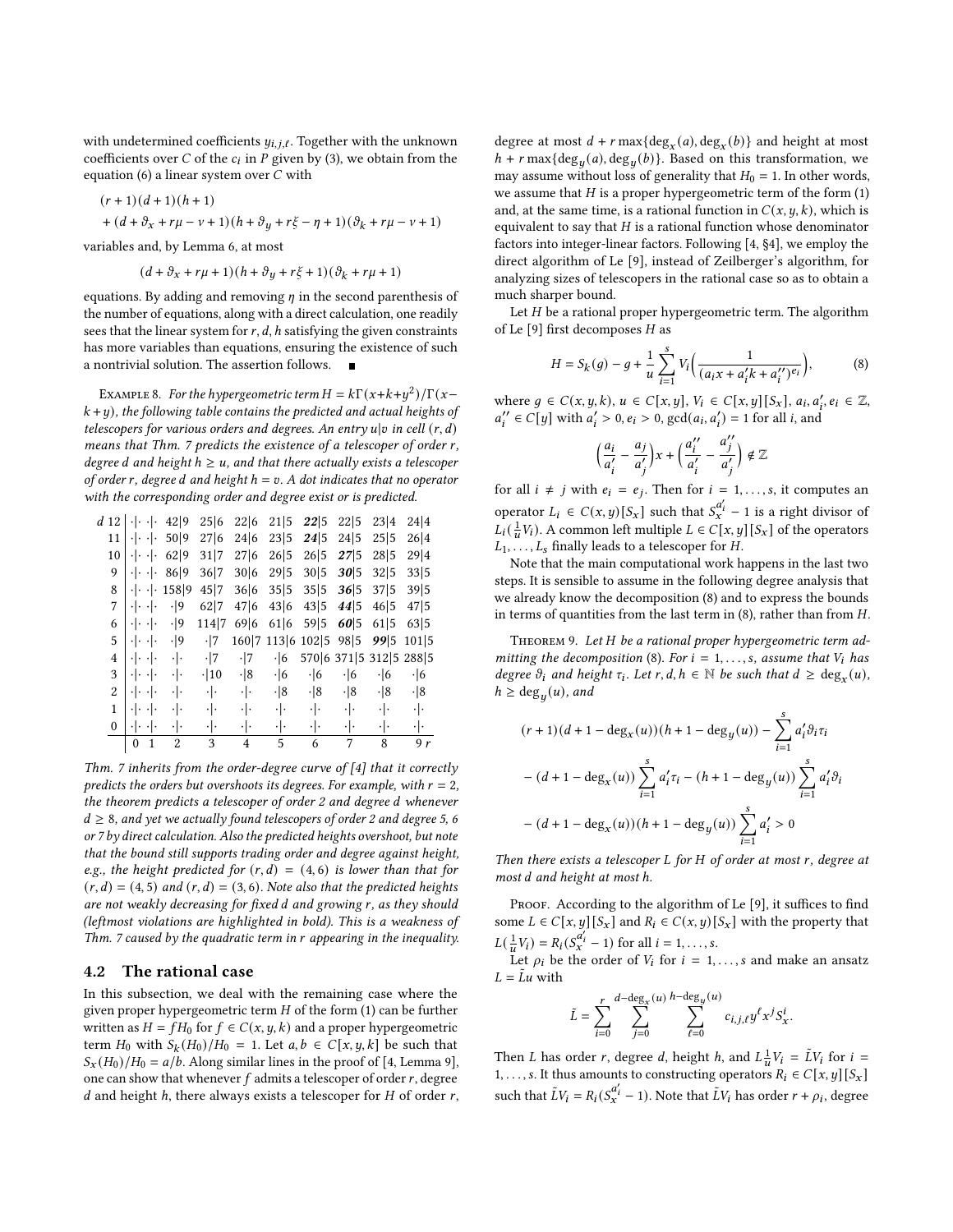with undetermined coefficients $y_{i,j,\ell}$. Together with the unknown coefficients over $C$ of the $c_i$ in $P$ given by (3), we obtain from the equation (6) a linear system over $C$ with

$$(r+1)(d+1)(h+1)$$
$$+ (d+\vartheta_x+r\mu-\nu+1)(h+\vartheta_y+r\xi-\eta+1)(\vartheta_k+r\mu-\nu+1)$$

variables and, by Lemma 6, at most

$$(d+\vartheta_x+r\mu+1)(h+\vartheta_y+r\xi+1)(\vartheta_k+r\mu+1)$$

equations. By adding and removing $\eta$ in the second parenthesis of the number of equations, along with a direct calculation, one readily sees that the linear system for $r, d, h$ satisfying the given constraints has more variables than equations, ensuring the existence of such a nontrivial solution. The assertion follows. ∎

Example 8. *For the hypergeometric term $H = k\Gamma(x+k+y^2)/\Gamma(x-k+y)$, the following table contains the predicted and actual heights of telescopers for various orders and degrees. An entry $u|v$ in cell $(r,d)$ means that Thm. 7 predicts the existence of a telescoper of order $r$, degree $d$ and height $h \geq u$, and that there actually exists a telescoper of order $r$, degree $d$ and height $h = v$. A dot indicates that no operator with the corresponding order and degree exist or is predicted.*

| $d$ \ $r$ | 0 | 1 | 2 | 3 | 4 | 5 | 6 | 7 | 8 | 9 |
|---|---|---|---|---|---|---|---|---|---|---|
| 12 | ·\|· | ·\|· | 42\|9 | 25\|6 | 22\|6 | 21\|5 | ***22***\|5 | 22\|5 | 23\|4 | 24\|4 |
| 11 | ·\|· | ·\|· | 50\|9 | 27\|6 | 24\|6 | 23\|5 | ***24***\|5 | 24\|5 | 25\|5 | 26\|4 |
| 10 | ·\|· | ·\|· | 62\|9 | 31\|7 | 27\|6 | 26\|5 | 26\|5 | ***27***\|5 | 28\|5 | 29\|4 |
| 9 | ·\|· | ·\|· | 86\|9 | 36\|7 | 30\|6 | 29\|5 | 30\|5 | ***30***\|5 | 32\|5 | 33\|5 |
| 8 | ·\|· | ·\|· | 158\|9 | 45\|7 | 36\|6 | 35\|5 | 35\|5 | ***36***\|5 | 37\|5 | 39\|5 |
| 7 | ·\|· | ·\|· | ·\|9 | 62\|7 | 47\|6 | 43\|6 | 43\|5 | ***44***\|5 | 46\|5 | 47\|5 |
| 6 | ·\|· | ·\|· | ·\|9 | 114\|7 | 69\|6 | 61\|6 | 59\|5 | ***60***\|5 | 61\|5 | 63\|5 |
| 5 | ·\|· | ·\|· | ·\|9 | ·\|7 | 160\|7 | 113\|6 | 102\|5 | 98\|5 | ***99***\|5 | 101\|5 |
| 4 | ·\|· | ·\|· | ·\|· | ·\|7 | ·\|7 | ·\|6 | 570\|6 | 371\|5 | 312\|5 | 288\|5 |
| 3 | ·\|· | ·\|· | ·\|· | ·\|10 | ·\|8 | ·\|6 | ·\|6 | ·\|6 | ·\|6 | ·\|6 |
| 2 | ·\|· | ·\|· | ·\|· | ·\|· | ·\|· | ·\|8 | ·\|8 | ·\|8 | ·\|8 | ·\|8 |
| 1 | ·\|· | ·\|· | ·\|· | ·\|· | ·\|· | ·\|· | ·\|· | ·\|· | ·\|· | ·\|· |
| 0 | ·\|· | ·\|· | ·\|· | ·\|· | ·\|· | ·\|· | ·\|· | ·\|· | ·\|· | ·\|· |

*Thm. 7 inherits from the order-degree curve of [4] that it correctly predicts the orders but overshoots its degrees. For example, with $r = 2$, the theorem predicts a telescoper of order 2 and degree $d$ whenever $d \geq 8$, and yet we actually found telescopers of order 2 and degree 5, 6 or 7 by direct calculation. Also the predicted heights overshoot, but note that the bound still supports trading order and degree against height, e.g., the height predicted for $(r,d) = (4,6)$ is lower than that for $(r,d) = (4,5)$ and $(r,d) = (3,6)$. Note also that the predicted heights are not weakly decreasing for fixed $d$ and growing $r$, as they should (leftmost violations are highlighted in bold). This is a weakness of Thm. 7 caused by the quadratic term in $r$ appearing in the inequality.*

## 4.2 The rational case

In this subsection, we deal with the remaining case where the given proper hypergeometric term $H$ of the form (1) can be further written as $H = fH_0$ for $f \in C(x,y,k)$ and a proper hypergeometric term $H_0$ with $S_k(H_0)/H_0 = 1$. Let $a, b \in C[x,y,k]$ be such that $S_x(H_0)/H_0 = a/b$. Along similar lines in the proof of [4, Lemma 9], one can show that whenever $f$ admits a telescoper of order $r$, degree $d$ and height $h$, there always exists a telescoper for $H$ of order $r$, degree at most $d + r\max\{\deg_x(a), \deg_x(b)\}$ and height at most $h + r\max\{\deg_y(a), \deg_y(b)\}$. Based on this transformation, we may assume without loss of generality that $H_0 = 1$. In other words, we assume that $H$ is a proper hypergeometric term of the form (1) and, at the same time, is a rational function in $C(x,y,k)$, which is equivalent to say that $H$ is a rational function whose denominator factors into integer-linear factors. Following [4, §4], we employ the direct algorithm of Le [9], instead of Zeilberger's algorithm, for analyzing sizes of telescopers in the rational case so as to obtain a much sharper bound.

Let $H$ be a rational proper hypergeometric term. The algorithm of Le [9] first decomposes $H$ as

$$H = S_k(g) - g + \frac{1}{u}\sum_{i=1}^{s} V_i\Big(\frac{1}{(a_i x + a_i' k + a_i'')^{e_i}}\Big), \qquad (8)$$

where $g \in C(x,y,k)$, $u \in C[x,y]$, $V_i \in C[x,y][S_x]$, $a_i, a_i', e_i \in \mathbb{Z}$, $a_i'' \in C[y]$ with $a_i' > 0, e_i > 0$, $\gcd(a_i, a_i') = 1$ for all $i$, and

$$\Big(\frac{a_i}{a_i'} - \frac{a_j}{a_j'}\Big)x + \Big(\frac{a_i''}{a_i'} - \frac{a_j''}{a_j'}\Big) \notin \mathbb{Z}$$

for all $i \neq j$ with $e_i = e_j$. Then for $i = 1, \ldots, s$, it computes an operator $L_i \in C(x,y)[S_x]$ such that $S_x^{a_i'} - 1$ is a right divisor of $L_i(\frac{1}{u}V_i)$. A common left multiple $L \in C[x,y][S_x]$ of the operators $L_1, \ldots, L_s$ finally leads to a telescoper for $H$.

Note that the main computational work happens in the last two steps. It is sensible to assume in the following degree analysis that we already know the decomposition (8) and to express the bounds in terms of quantities from the last term in (8), rather than from $H$.

Theorem 9. *Let $H$ be a rational proper hypergeometric term admitting the decomposition (8). For $i = 1, \ldots, s$, assume that $V_i$ has degree $\vartheta_i$ and height $\tau_i$. Let $r, d, h \in \mathbb{N}$ be such that $d \geq \deg_x(u)$, $h \geq \deg_y(u)$, and*

$$(r+1)(d+1-\deg_x(u))(h+1-\deg_y(u)) - \sum_{i=1}^{s} a_i'\vartheta_i\tau_i$$
$$- (d+1-\deg_x(u))\sum_{i=1}^{s} a_i'\tau_i - (h+1-\deg_y(u))\sum_{i=1}^{s} a_i'\vartheta_i$$
$$- (d+1-\deg_x(u))(h+1-\deg_y(u))\sum_{i=1}^{s} a_i' > 0$$

*Then there exists a telescoper $L$ for $H$ of order at most $r$, degree at most $d$ and height at most $h$.*

Proof. According to the algorithm of Le [9], it suffices to find some $L \in C[x,y][S_x]$ and $R_i \in C(x,y)[S_x]$ with the property that $L(\frac{1}{u}V_i) = R_i(S_x^{a_i'} - 1)$ for all $i = 1, \ldots, s$.

Let $\rho_i$ be the order of $V_i$ for $i = 1, \ldots, s$ and make an ansatz $L = \tilde{L}u$ with

$$\tilde{L} = \sum_{i=0}^{r}\sum_{j=0}^{d-\deg_x(u)}\sum_{\ell=0}^{h-\deg_y(u)} c_{i,j,\ell}\, y^\ell x^j S_x^i.$$

Then $L$ has order $r$, degree $d$, height $h$, and $L\frac{1}{u}V_i = \tilde{L}V_i$ for $i = 1, \ldots, s$. It thus amounts to constructing operators $R_i \in C[x,y][S_x]$ such that $\tilde{L}V_i = R_i(S_x^{a_i'} - 1)$. Note that $\tilde{L}V_i$ has order $r + \rho_i$, degree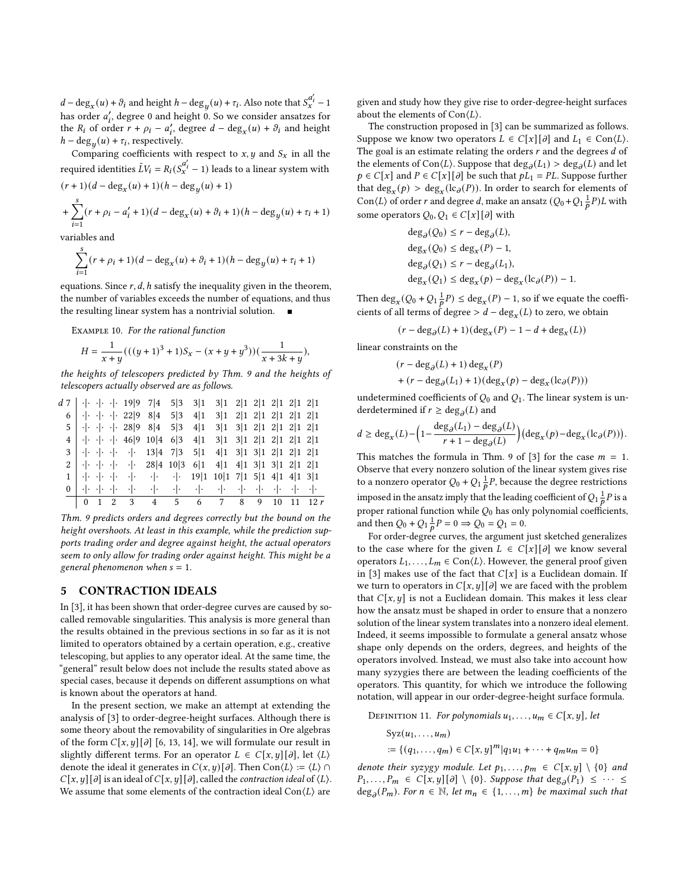$d - \deg_x(u) + \vartheta_i$ and height $h - \deg_y(u) + \tau_i$. Also note that $S_x^{a_i'} - 1$ has order $a_i'$, degree 0 and height 0. So we consider ansatzes for the $R_i$ of order $r + \rho_i - a_i'$, degree $d - \deg_x(u) + \vartheta_i$ and height $h - \deg_y(u) + \tau_i$, respectively.

Comparing coefficients with respect to $x, y$ and $S_x$ in all the required identities $\tilde{L}V_i = R_i(S_x^{a_i'} - 1)$ leads to a linear system with

$$(r+1)(d - \deg_x(u) + 1)(h - \deg_y(u) + 1)$$
$$+ \sum_{i=1}^{s} (r + \rho_i - a_i' + 1)(d - \deg_x(u) + \vartheta_i + 1)(h - \deg_y(u) + \tau_i + 1)$$

variables and

$$\sum_{i=1}^{s} (r + \rho_i + 1)(d - \deg_x(u) + \vartheta_i + 1)(h - \deg_y(u) + \tau_i + 1)$$

equations. Since $r, d, h$ satisfy the inequality given in the theorem, the number of variables exceeds the number of equations, and thus the resulting linear system has a nontrivial solution. ∎

Example 10. *For the rational function*

$$H = \frac{1}{x+y}\big(((y+1)^3+1)S_x - (x+y+y^3)\big)\big(\frac{1}{x+3k+y}\big),$$

*the heights of telescopers predicted by Thm. 9 and the heights of telescopers actually observed are as follows.*

| $d$ \ $r$ | 0 | 1 | 2 | 3 | 4 | 5 | 6 | 7 | 8 | 9 | 10 | 11 | 12 |
|---|---|---|---|---|---|---|---|---|---|---|---|---|---|
| 7 | ·\|· | ·\|· | ·\|· | 19\|9 | 7\|4 | 5\|3 | 3\|1 | 3\|1 | 2\|1 | 2\|1 | 2\|1 | 2\|1 | 2\|1 |
| 6 | ·\|· | ·\|· | ·\|· | 22\|9 | 8\|4 | 5\|3 | 4\|1 | 3\|1 | 2\|1 | 2\|1 | 2\|1 | 2\|1 | 2\|1 |
| 5 | ·\|· | ·\|· | ·\|· | 28\|9 | 8\|4 | 5\|3 | 4\|1 | 3\|1 | 3\|1 | 2\|1 | 2\|1 | 2\|1 | 2\|1 |
| 4 | ·\|· | ·\|· | ·\|· | 46\|9 | 10\|4 | 6\|3 | 4\|1 | 3\|1 | 3\|1 | 2\|1 | 2\|1 | 2\|1 | 2\|1 |
| 3 | ·\|· | ·\|· | ·\|· | ·\|· | 13\|4 | 7\|3 | 5\|1 | 4\|1 | 3\|1 | 3\|1 | 2\|1 | 2\|1 | 2\|1 |
| 2 | ·\|· | ·\|· | ·\|· | ·\|· | 28\|4 | 10\|3 | 6\|1 | 4\|1 | 4\|1 | 3\|1 | 3\|1 | 2\|1 | 2\|1 |
| 1 | ·\|· | ·\|· | ·\|· | ·\|· | ·\|· | ·\|· | 19\|1 | 10\|1 | 7\|1 | 5\|1 | 4\|1 | 4\|1 | 3\|1 |
| 0 | ·\|· | ·\|· | ·\|· | ·\|· | ·\|· | ·\|· | ·\|· | ·\|· | ·\|· | ·\|· | ·\|· | ·\|· | ·\|· |

*Thm. 9 predicts orders and degrees correctly but the bound on the height overshoots. At least in this example, while the prediction supports trading order and degree against height, the actual operators seem to only allow for trading order against height. This might be a general phenomenon when $s = 1$.*

## 5 CONTRACTION IDEALS

In [3], it has been shown that order-degree curves are caused by so-called removable singularities. This analysis is more general than the results obtained in the previous sections in so far as it is not limited to operators obtained by a certain operation, e.g., creative telescoping, but applies to any operator ideal. At the same time, the "general" result below does not include the results stated above as special cases, because it depends on different assumptions on what is known about the operators at hand.

In the present section, we make an attempt at extending the analysis of [3] to order-degree-height surfaces. Although there is some theory about the removability of singularities in Ore algebras of the form $C[x, y][\partial]$ [6, 13, 14], we will formulate our result in slightly different terms. For an operator $L \in C[x, y][\partial]$, let $\langle L\rangle$ denote the ideal it generates in $C(x, y)[\partial]$. Then $\mathrm{Con}\langle L\rangle := \langle L\rangle \cap C[x, y][\partial]$ is an ideal of $C[x, y][\partial]$, called the *contraction ideal* of $\langle L\rangle$. We assume that some elements of the contraction ideal $\mathrm{Con}\langle L\rangle$ are given and study how they give rise to order-degree-height surfaces about the elements of $\mathrm{Con}\langle L\rangle$.

The construction proposed in [3] can be summarized as follows. Suppose we know two operators $L \in C[x][\partial]$ and $L_1 \in \mathrm{Con}\langle L\rangle$. The goal is an estimate relating the orders $r$ and the degrees $d$ of the elements of $\mathrm{Con}\langle L\rangle$. Suppose that $\deg_\partial(L_1) > \deg_\partial(L)$ and let $p \in C[x]$ and $P \in C[x][\partial]$ be such that $pL_1 = PL$. Suppose further that $\deg_x(p) > \deg_x(\mathrm{lc}_\partial(P))$. In order to search for elements of $\mathrm{Con}\langle L\rangle$ of order $r$ and degree $d$, make an ansatz $(Q_0 + Q_1\frac{1}{p}P)L$ with some operators $Q_0, Q_1 \in C[x][\partial]$ with

$$\begin{aligned}
\deg_\partial(Q_0) &\le r - \deg_\partial(L),\\
\deg_x(Q_0) &\le \deg_x(P) - 1,\\
\deg_\partial(Q_1) &\le r - \deg_\partial(L_1),\\
\deg_x(Q_1) &\le \deg_x(p) - \deg_x(\mathrm{lc}_\partial(P)) - 1.
\end{aligned}$$

Then $\deg_x(Q_0 + Q_1\frac{1}{p}P) \le \deg_x(P) - 1$, so if we equate the coefficients of all terms of degree $> d - \deg_x(L)$ to zero, we obtain

$$(r - \deg_\partial(L) + 1)(\deg_x(P) - 1 - d + \deg_x(L))$$

linear constraints on the

$$\begin{aligned}
&(r - \deg_\partial(L) + 1)\deg_x(P)\\
&+ (r - \deg_\partial(L_1) + 1)(\deg_x(p) - \deg_x(\mathrm{lc}_\partial(P)))
\end{aligned}$$

undetermined coefficients of $Q_0$ and $Q_1$. The linear system is underdetermined if $r \ge \deg_\partial(L)$ and

$$d \ge \deg_x(L) - \Big(1 - \frac{\deg_\partial(L_1) - \deg_\partial(L)}{r + 1 - \deg_\partial(L)}\Big)\big(\deg_x(p) - \deg_x(\mathrm{lc}_\partial(P))\big).$$

This matches the formula in Thm. 9 of [3] for the case $m = 1$. Observe that every nonzero solution of the linear system gives rise to a nonzero operator $Q_0 + Q_1\frac{1}{p}P$, because the degree restrictions imposed in the ansatz imply that the leading coefficient of $Q_1\frac{1}{p}P$ is a proper rational function while $Q_0$ has only polynomial coefficients, and then $Q_0 + Q_1\frac{1}{p}P = 0 \Rightarrow Q_0 = Q_1 = 0$.

For order-degree curves, the argument just sketched generalizes to the case where for the given $L \in C[x][\partial]$ we know several operators $L_1, \ldots, L_m \in \mathrm{Con}\langle L\rangle$. However, the general proof given in [3] makes use of the fact that $C[x]$ is a Euclidean domain. If we turn to operators in $C[x, y][\partial]$ we are faced with the problem that $C[x, y]$ is not a Euclidean domain. This makes it less clear how the ansatz must be shaped in order to ensure that a nonzero solution of the linear system translates into a nonzero ideal element. Indeed, it seems impossible to formulate a general ansatz whose shape only depends on the orders, degrees, and heights of the operators involved. Instead, we must also take into account how many syzygies there are between the leading coefficients of the operators. This quantity, for which we introduce the following notation, will appear in our order-degree-height surface formula.

Definition 11. *For polynomials $u_1, \ldots, u_m \in C[x, y]$, let*

$$\begin{aligned}
&\mathrm{Syz}(u_1, \ldots, u_m)\\
&:= \{(q_1, \ldots, q_m) \in C[x, y]^m \mid q_1u_1 + \cdots + q_mu_m = 0\}
\end{aligned}$$

*denote their syzygy module. Let $p_1, \ldots, p_m \in C[x, y] \setminus \{0\}$ and $P_1, \ldots, P_m \in C[x, y][\partial] \setminus \{0\}$. Suppose that $\deg_\partial(P_1) \le \cdots \le \deg_\partial(P_m)$. For $n \in \mathbb{N}$, let $m_n \in \{1, \ldots, m\}$ be maximal such that*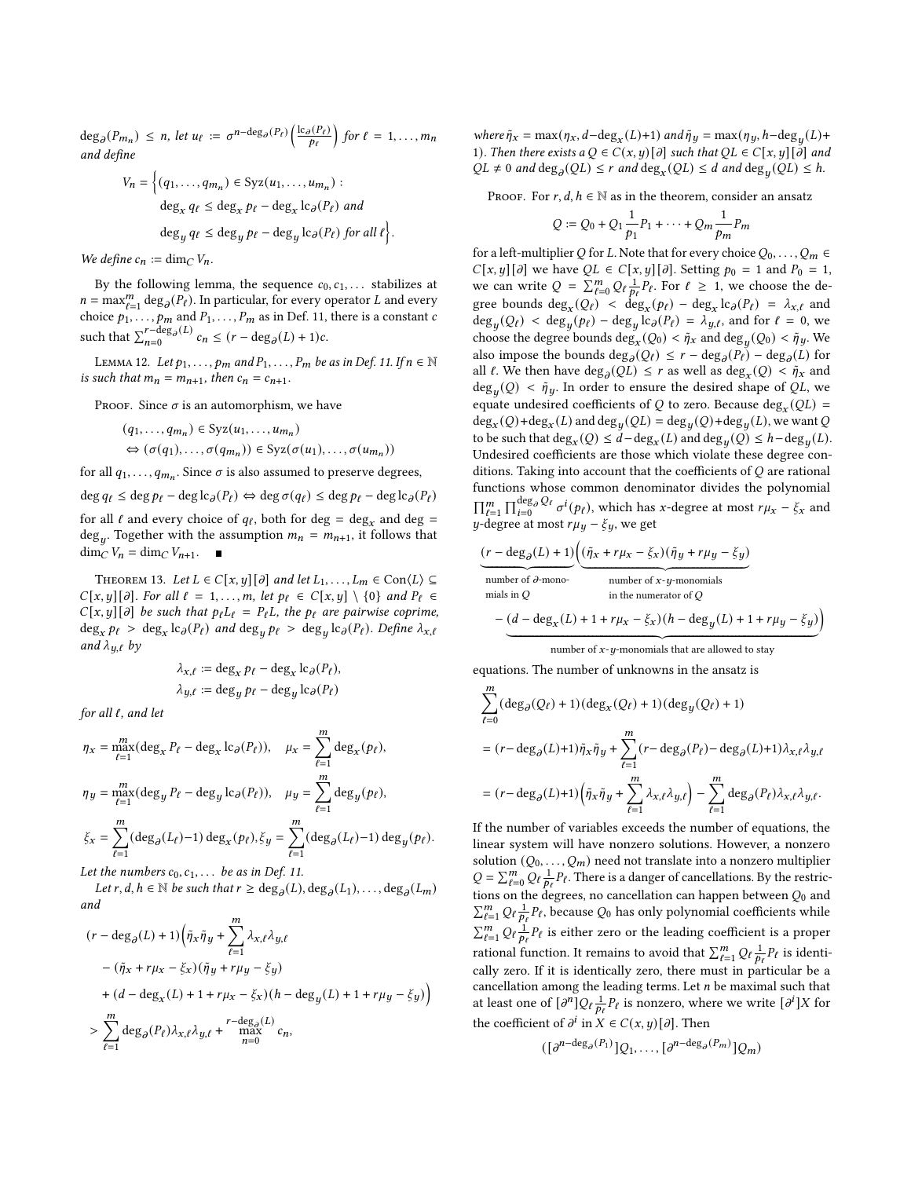$\deg_\partial(P_{m_n}) \leq n$, let $u_\ell := \sigma^{n-\deg_\partial(P_\ell)}\left(\frac{\mathrm{lc}_\partial(P_\ell)}{p_\ell}\right)$ for $\ell = 1,\dots,m_n$ and define

$$V_n = \Big\{(q_1,\dots,q_{m_n}) \in \mathrm{Syz}(u_1,\dots,u_{m_n}) : \deg_x q_\ell \leq \deg_x p_\ell - \deg_x \mathrm{lc}_\partial(P_\ell) \text{ and } \deg_y q_\ell \leq \deg_y p_\ell - \deg_y \mathrm{lc}_\partial(P_\ell) \text{ for all } \ell\Big\}.$$

*We define* $c_n := \dim_C V_n$.

By the following lemma, the sequence $c_0, c_1, \dots$ stabilizes at $n = \max_{\ell=1}^m \deg_\partial(P_\ell)$. In particular, for every operator $L$ and every choice $p_1,\dots,p_m$ and $P_1,\dots,P_m$ as in Def. 11, there is a constant $c$ such that $\sum_{n=0}^{r-\deg_\partial(L)} c_n \leq (r - \deg_\partial(L) + 1)c$.

Lemma 12. *Let $p_1,\dots,p_m$ and $P_1,\dots,P_m$ be as in Def. 11. If $n \in \mathbb{N}$ is such that $m_n = m_{n+1}$, then $c_n = c_{n+1}$.*

Proof. Since $\sigma$ is an automorphism, we have

$$(q_1,\dots,q_{m_n}) \in \mathrm{Syz}(u_1,\dots,u_{m_n})$$
$$\Leftrightarrow (\sigma(q_1),\dots,\sigma(q_{m_n})) \in \mathrm{Syz}(\sigma(u_1),\dots,\sigma(u_{m_n}))$$

for all $q_1,\dots,q_{m_n}$. Since $\sigma$ is also assumed to preserve degrees,

$$\deg q_\ell \leq \deg p_\ell - \deg \mathrm{lc}_\partial(P_\ell) \Leftrightarrow \deg \sigma(q_\ell) \leq \deg p_\ell - \deg \mathrm{lc}_\partial(P_\ell)$$

for all $\ell$ and every choice of $q_\ell$, both for $\deg = \deg_x$ and $\deg = \deg_y$. Together with the assumption $m_n = m_{n+1}$, it follows that $\dim_C V_n = \dim_C V_{n+1}$. ■

Theorem 13. *Let $L \in C[x,y][\partial]$ and let $L_1,\dots,L_m \in \mathrm{Con}\langle L\rangle \subseteq C[x,y][\partial]$. For all $\ell = 1,\dots,m$, let $p_\ell \in C[x,y] \setminus \{0\}$ and $P_\ell \in C[x,y][\partial]$ be such that $p_\ell L_\ell = P_\ell L$, the $p_\ell$ are pairwise coprime, $\deg_x p_\ell > \deg_x \mathrm{lc}_\partial(P_\ell)$ and $\deg_y p_\ell > \deg_y \mathrm{lc}_\partial(P_\ell)$. Define $\lambda_{x,\ell}$ and $\lambda_{y,\ell}$ by*

$$\lambda_{x,\ell} := \deg_x p_\ell - \deg_x \mathrm{lc}_\partial(P_\ell),$$
$$\lambda_{y,\ell} := \deg_y p_\ell - \deg_y \mathrm{lc}_\partial(P_\ell)$$

*for all $\ell$, and let*

$$\eta_x = \max_{\ell=1}^m(\deg_x P_\ell - \deg_x \mathrm{lc}_\partial(P_\ell)),\quad \mu_x = \sum_{\ell=1}^m \deg_x(p_\ell),$$
$$\eta_y = \max_{\ell=1}^m(\deg_y P_\ell - \deg_y \mathrm{lc}_\partial(P_\ell)),\quad \mu_y = \sum_{\ell=1}^m \deg_y(p_\ell),$$
$$\xi_x = \sum_{\ell=1}^m(\deg_\partial(L_\ell)-1)\deg_x(p_\ell), \xi_y = \sum_{\ell=1}^m(\deg_\partial(L_\ell)-1)\deg_y(p_\ell).$$

*Let the numbers $c_0, c_1, \dots$ be as in Def. 11.*

*Let $r, d, h \in \mathbb{N}$ be such that $r \geq \deg_\partial(L), \deg_\partial(L_1), \dots, \deg_\partial(L_m)$ and*

$$(r - \deg_\partial(L) + 1)\Big(\tilde\eta_x\tilde\eta_y + \sum_{\ell=1}^m \lambda_{x,\ell}\lambda_{y,\ell} - (\tilde\eta_x + r\mu_x - \xi_x)(\tilde\eta_y + r\mu_y - \xi_y) + (d - \deg_x(L) + 1 + r\mu_x - \xi_x)(h - \deg_y(L) + 1 + r\mu_y - \xi_y)\Big) > \sum_{\ell=1}^m \deg_\partial(P_\ell)\lambda_{x,\ell}\lambda_{y,\ell} + \max_{n=0}^{r-\deg_\partial(L)} c_n,$$

*where $\tilde\eta_x = \max(\eta_x, d - \deg_x(L)+1)$ and $\tilde\eta_y = \max(\eta_y, h - \deg_y(L)+1)$. Then there exists a $Q \in C(x,y)[\partial]$ such that $QL \in C[x,y][\partial]$ and $QL \neq 0$ and $\deg_\partial(QL) \leq r$ and $\deg_x(QL) \leq d$ and $\deg_y(QL) \leq h$.*

Proof. For $r, d, h \in \mathbb{N}$ as in the theorem, consider an ansatz

$$Q := Q_0 + Q_1\frac{1}{p_1}P_1 + \cdots + Q_m\frac{1}{p_m}P_m$$

for a left-multiplier $Q$ for $L$. Note that for every choice $Q_0,\dots,Q_m \in C[x,y][\partial]$ we have $QL \in C[x,y][\partial]$. Setting $p_0 = 1$ and $P_0 = 1$, we can write $Q = \sum_{\ell=0}^m Q_\ell \frac{1}{p_\ell}P_\ell$. For $\ell \geq 1$, we choose the degree bounds $\deg_x(Q_\ell) < \deg_x(p_\ell) - \deg_x \mathrm{lc}_\partial(P_\ell) = \lambda_{x,\ell}$ and $\deg_y(Q_\ell) < \deg_y(p_\ell) - \deg_y \mathrm{lc}_\partial(P_\ell) = \lambda_{y,\ell}$, and for $\ell = 0$, we choose the degree bounds $\deg_x(Q_0) < \tilde\eta_x$ and $\deg_y(Q_0) < \tilde\eta_y$. We also impose the bounds $\deg_\partial(Q_\ell) \leq r - \deg_\partial(P_\ell) - \deg_\partial(L)$ for all $\ell$. We then have $\deg_\partial(QL) \leq r$ as well as $\deg_x(Q) < \tilde\eta_x$ and $\deg_y(Q) < \tilde\eta_y$. In order to ensure the desired shape of $QL$, we equate undesired coefficients of $Q$ to zero. Because $\deg_x(QL) = \deg_x(Q)+\deg_x(L)$ and $\deg_y(QL) = \deg_y(Q)+\deg_y(L)$, we want $Q$ to be such that $\deg_x(Q) \leq d - \deg_x(L)$ and $\deg_y(Q) \leq h - \deg_y(L)$. Undesired coefficients are those which violate these degree conditions. Taking into account that the coefficients of $Q$ are rational functions whose common denominator divides the polynomial $\prod_{\ell=1}^m \prod_{i=0}^{\deg_\partial Q_\ell} \sigma^i(p_\ell)$, which has $x$-degree at most $r\mu_x - \xi_x$ and $y$-degree at most $r\mu_y - \xi_y$, we get

$$\underbrace{(r - \deg_\partial(L) + 1)}_{\substack{\text{number of } \partial\text{-mono-}\\ \text{mials in } Q}}\Big(\underbrace{(\tilde\eta_x + r\mu_x - \xi_x)(\tilde\eta_y + r\mu_y - \xi_y)}_{\substack{\text{number of } x\text{-}y\text{-monomials}\\ \text{in the numerator of } Q}} - \underbrace{(d - \deg_x(L) + 1 + r\mu_x - \xi_x)(h - \deg_y(L) + 1 + r\mu_y - \xi_y)}_{\text{number of } x\text{-}y\text{-monomials that are allowed to stay}}\Big)$$

equations. The number of unknowns in the ansatz is

$$\sum_{\ell=0}^m(\deg_\partial(Q_\ell) + 1)(\deg_x(Q_\ell) + 1)(\deg_y(Q_\ell) + 1)$$
$$= (r - \deg_\partial(L)+1)\tilde\eta_x\tilde\eta_y + \sum_{\ell=1}^m(r - \deg_\partial(P_\ell) - \deg_\partial(L)+1)\lambda_{x,\ell}\lambda_{y,\ell}$$
$$= (r - \deg_\partial(L)+1)\Big(\tilde\eta_x\tilde\eta_y + \sum_{\ell=1}^m \lambda_{x,\ell}\lambda_{y,\ell}\Big) - \sum_{\ell=1}^m \deg_\partial(P_\ell)\lambda_{x,\ell}\lambda_{y,\ell}.$$

If the number of variables exceeds the number of equations, the linear system will have nonzero solutions. However, a nonzero solution $(Q_0,\dots,Q_m)$ need not translate into a nonzero multiplier $Q = \sum_{\ell=0}^m Q_\ell \frac{1}{p_\ell}P_\ell$. There is a danger of cancellations. By the restrictions on the degrees, no cancellation can happen between $Q_0$ and $\sum_{\ell=1}^m Q_\ell \frac{1}{p_\ell}P_\ell$, because $Q_0$ has only polynomial coefficients while $\sum_{\ell=1}^m Q_\ell \frac{1}{p_\ell}P_\ell$ is either zero or the leading coefficient is a proper rational function. It remains to avoid that $\sum_{\ell=1}^m Q_\ell \frac{1}{p_\ell}P_\ell$ is identically zero. If it is identically zero, there must in particular be a cancellation among the leading terms. Let $n$ be maximal such that at least one of $[\partial^n]Q_\ell \frac{1}{p_\ell}P_\ell$ is nonzero, where we write $[\partial^i]X$ for the coefficient of $\partial^i$ in $X \in C(x,y)[\partial]$. Then

$$([\partial^{n-\deg_\partial(P_1)}]Q_1,\dots,[\partial^{n-\deg_\partial(P_m)}]Q_m)$$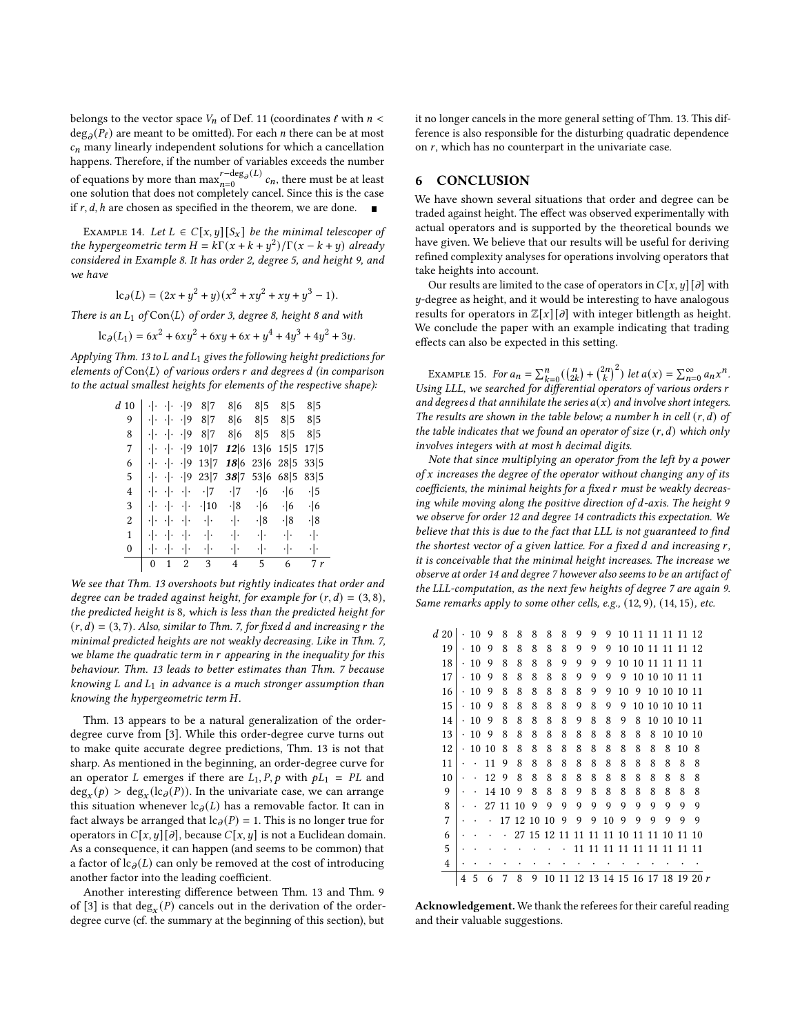belongs to the vector space $V_n$ of Def. 11 (coordinates $\ell$ with $n < \deg_\partial(P_\ell)$ are meant to be omitted). For each $n$ there can be at most $c_n$ many linearly independent solutions for which a cancellation happens. Therefore, if the number of variables exceeds the number of equations by more than $\max_{n=0}^{r-\deg_\partial(L)} c_n$, there must be at least one solution that does not completely cancel. Since this is the case if $r, d, h$ are chosen as specified in the theorem, we are done. ∎

Example 14. *Let $L \in C[x,y][S_x]$ be the minimal telescoper of the hypergeometric term $H = k\Gamma(x+k+y^2)/\Gamma(x-k+y)$ already considered in Example 8. It has order 2, degree 5, and height 9, and we have*

$$\operatorname{lc}_\partial(L) = (2x + y^2 + y)(x^2 + xy^2 + xy + y^3 - 1).$$

*There is an $L_1$ of $\operatorname{Con}\langle L\rangle$ of order 3, degree 8, height 8 and with*

$$\operatorname{lc}_\partial(L_1) = 6x^2 + 6xy^2 + 6xy + 6x + y^4 + 4y^3 + 4y^2 + 3y.$$

*Applying Thm. 13 to $L$ and $L_1$ gives the following height predictions for elements of $\operatorname{Con}\langle L\rangle$ of various orders $r$ and degrees $d$ (in comparison to the actual smallest heights for elements of the respective shape):*

| $d$ | | | | | | | | |
|---|---|---|---|---|---|---|---|---|
| 10 | ·\|· | ·\|· | ·\|9 | 8\|7 | 8\|6 | 8\|5 | 8\|5 | 8\|5 |
| 9 | ·\|· | ·\|· | ·\|9 | 8\|7 | 8\|6 | 8\|5 | 8\|5 | 8\|5 |
| 8 | ·\|· | ·\|· | ·\|9 | 8\|7 | 8\|6 | 8\|5 | 8\|5 | 8\|5 |
| 7 | ·\|· | ·\|· | ·\|9 | 10\|7 | ***12***\|6 | 13\|6 | 15\|5 | 17\|5 |
| 6 | ·\|· | ·\|· | ·\|9 | 13\|7 | ***18***\|6 | 23\|6 | 28\|5 | 33\|5 |
| 5 | ·\|· | ·\|· | ·\|9 | 23\|7 | ***38***\|7 | 53\|6 | 68\|5 | 83\|5 |
| 4 | ·\|· | ·\|· | ·\|· | ·\|7 | ·\|7 | ·\|6 | ·\|6 | ·\|5 |
| 3 | ·\|· | ·\|· | ·\|· | ·\|10 | ·\|8 | ·\|6 | ·\|6 | ·\|6 |
| 2 | ·\|· | ·\|· | ·\|· | ·\|· | ·\|· | ·\|8 | ·\|8 | ·\|8 |
| 1 | ·\|· | ·\|· | ·\|· | ·\|· | ·\|· | ·\|· | ·\|· | ·\|· |
| 0 | ·\|· | ·\|· | ·\|· | ·\|· | ·\|· | ·\|· | ·\|· | ·\|· |
| | 0 | 1 | 2 | 3 | 4 | 5 | 6 | 7 $r$ |

*We see that Thm. 13 overshoots but rightly indicates that order and degree can be traded against height, for example for $(r,d) = (3,8)$, the predicted height is 8, which is less than the predicted height for $(r,d) = (3,7)$. Also, similar to Thm. 7, for fixed $d$ and increasing $r$ the minimal predicted heights are not weakly decreasing. Like in Thm. 7, we blame the quadratic term in $r$ appearing in the inequality for this behaviour. Thm. 13 leads to better estimates than Thm. 7 because knowing $L$ and $L_1$ in advance is a much stronger assumption than knowing the hypergeometric term $H$.*

Thm. 13 appears to be a natural generalization of the order-degree curve from [3]. While this order-degree curve turns out to make quite accurate degree predictions, Thm. 13 is not that sharp. As mentioned in the beginning, an order-degree curve for an operator $L$ emerges if there are $L_1, P, p$ with $pL_1 = PL$ and $\deg_x(p) > \deg_x(\operatorname{lc}_\partial(P))$. In the univariate case, we can arrange this situation whenever $\operatorname{lc}_\partial(L)$ has a removable factor. It can in fact always be arranged that $\operatorname{lc}_\partial(P) = 1$. This is no longer true for operators in $C[x,y][\partial]$, because $C[x,y]$ is not a Euclidean domain. As a consequence, it can happen (and seems to be common) that a factor of $\operatorname{lc}_\partial(L)$ can only be removed at the cost of introducing another factor into the leading coefficient.

Another interesting difference between Thm. 13 and Thm. 9 of [3] is that $\deg_x(P)$ cancels out in the derivation of the order-degree curve (cf. the summary at the beginning of this section), but it no longer cancels in the more general setting of Thm. 13. This difference is also responsible for the disturbing quadratic dependence on $r$, which has no counterpart in the univariate case.

## 6 CONCLUSION

We have shown several situations that order and degree can be traded against height. The effect was observed experimentally with actual operators and is supported by the theoretical bounds we have given. We believe that our results will be useful for deriving refined complexity analyses for operations involving operators that take heights into account.

Our results are limited to the case of operators in $C[x,y][\partial]$ with $y$-degree as height, and it would be interesting to have analogous results for operators in $\mathbb{Z}[x][\partial]$ with integer bitlength as height. We conclude the paper with an example indicating that trading effects can also be expected in this setting.

Example 15. *For $a_n = \sum_{k=0}^{n}\left(\binom{n}{2k} + \binom{2n}{k}^2\right)$ let $a(x) = \sum_{n=0}^{\infty} a_n x^n$. Using LLL, we searched for differential operators of various orders $r$ and degrees $d$ that annihilate the series $a(x)$ and involve short integers. The results are shown in the table below; a number $h$ in cell $(r,d)$ of the table indicates that we found an operator of size $(r,d)$ which only involves integers with at most $h$ decimal digits.*

*Note that since multiplying an operator from the left by a power of $x$ increases the degree of the operator without changing any of its coefficients, the minimal heights for a fixed $r$ must be weakly decreasing while moving along the positive direction of $d$-axis. The height 9 we observe for order 12 and degree 14 contradicts this expectation. We believe that this is due to the fact that LLL is not guaranteed to find the shortest vector of a given lattice. For a fixed $d$ and increasing $r$, it is conceivable that the minimal height increases. The increase we observe at order 14 and degree 7 however also seems to be an artifact of the LLL-computation, as the next few heights of degree 7 are again 9. Same remarks apply to some other cells, e.g., $(12,9)$, $(14,15)$, etc.*

| $d$ | | | | | | | | | | | | | | | | | |
|---|---|---|---|---|---|---|---|---|---|---|---|---|---|---|---|---|---|
| 20 | · | 10 | 9 | 8 | 8 | 8 | 8 | 8 | 9 | 9 | 9 | 10 | 11 | 11 | 11 | 11 | 12 |
| 19 | · | 10 | 9 | 8 | 8 | 8 | 8 | 8 | 9 | 9 | 9 | 10 | 10 | 11 | 11 | 11 | 12 |
| 18 | · | 10 | 9 | 8 | 8 | 8 | 8 | 9 | 9 | 9 | 9 | 10 | 10 | 11 | 11 | 11 | 11 |
| 17 | · | 10 | 9 | 8 | 8 | 8 | 8 | 8 | 9 | 9 | 9 | 9 | 10 | 10 | 10 | 11 | 11 |
| 16 | · | 10 | 9 | 8 | 8 | 8 | 8 | 8 | 8 | 9 | 9 | 10 | 9 | 10 | 10 | 10 | 11 |
| 15 | · | 10 | 9 | 8 | 8 | 8 | 8 | 8 | 9 | 8 | 9 | 9 | 10 | 10 | 10 | 10 | 11 |
| 14 | · | 10 | 9 | 8 | 8 | 8 | 8 | 8 | 9 | 8 | 8 | 9 | 8 | 10 | 10 | 10 | 11 |
| 13 | · | 10 | 9 | 8 | 8 | 8 | 8 | 8 | 8 | 8 | 8 | 8 | 8 | 8 | 10 | 10 | 10 |
| 12 | · | 10 | 10 | 8 | 8 | 8 | 8 | 8 | 8 | 8 | 8 | 8 | 8 | 8 | 8 | 10 | 8 |
| 11 | · | · | 11 | 9 | 8 | 8 | 8 | 8 | 8 | 8 | 8 | 8 | 8 | 8 | 8 | 8 | 8 |
| 10 | · | · | 12 | 9 | 8 | 8 | 8 | 8 | 8 | 8 | 8 | 8 | 8 | 8 | 8 | 8 | 8 |
| 9 | · | · | 14 | 10 | 9 | 8 | 8 | 8 | 9 | 8 | 8 | 8 | 8 | 8 | 8 | 8 | 8 |
| 8 | · | · | 27 | 11 | 10 | 9 | 9 | 9 | 9 | 9 | 9 | 9 | 9 | 9 | 9 | 9 | 9 |
| 7 | · | · | · | 17 | 12 | 10 | 10 | 9 | 9 | 9 | 10 | 9 | 9 | 9 | 9 | 9 | 9 |
| 6 | · | · | · | · | 27 | 15 | 12 | 11 | 11 | 11 | 11 | 10 | 11 | 11 | 10 | 11 | 10 |
| 5 | · | · | · | · | · | · | · | · | 11 | 11 | 11 | 11 | 11 | 11 | 11 | 11 | 11 |
| 4 | · | · | · | · | · | · | · | · | · | · | · | · | · | · | · | · | · |
| | 4 | 5 | 6 | 7 | 8 | 9 | 10 | 11 | 12 | 13 | 14 | 15 | 16 | 17 | 18 | 19 | 20 $r$ |

**Acknowledgement.** We thank the referees for their careful reading and their valuable suggestions.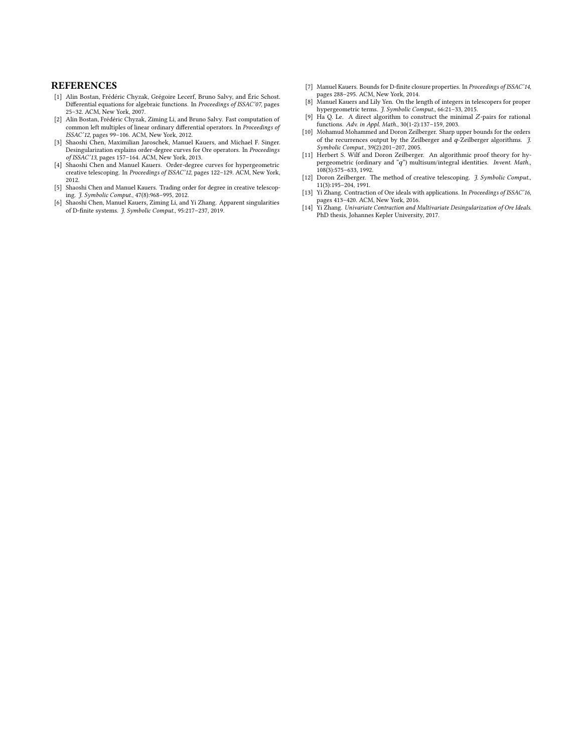## REFERENCES

[1] Alin Bostan, Frédéric Chyzak, Grégoire Lecerf, Bruno Salvy, and Éric Schost. Differential equations for algebraic functions. In *Proceedings of ISSAC'07*, pages 25–32. ACM, New York, 2007.

[2] Alin Bostan, Frédéric Chyzak, Ziming Li, and Bruno Salvy. Fast computation of common left multiples of linear ordinary differential operators. In *Proceedings of ISSAC'12*, pages 99–106. ACM, New York, 2012.

[3] Shaoshi Chen, Maximilian Jaroschek, Manuel Kauers, and Michael F. Singer. Desingularization explains order-degree curves for Ore operators. In *Proceedings of ISSAC'13*, pages 157–164. ACM, New York, 2013.

[4] Shaoshi Chen and Manuel Kauers. Order-degree curves for hypergeometric creative telescoping. In *Proceedings of ISSAC'12*, pages 122–129. ACM, New York, 2012.

[5] Shaoshi Chen and Manuel Kauers. Trading order for degree in creative telescoping. *J. Symbolic Comput.*, 47(8):968–995, 2012.

[6] Shaoshi Chen, Manuel Kauers, Ziming Li, and Yi Zhang. Apparent singularities of D-finite systems. *J. Symbolic Comput.*, 95:217–237, 2019.

[7] Manuel Kauers. Bounds for D-finite closure properties. In *Proceedings of ISSAC'14*, pages 288–295. ACM, New York, 2014.

[8] Manuel Kauers and Lily Yen. On the length of integers in telescopers for proper hypergeometric terms. *J. Symbolic Comput.*, 66:21–33, 2015.

[9] Ha Q. Le. A direct algorithm to construct the minimal $Z$-pairs for rational functions. *Adv. in Appl. Math.*, 30(1-2):137–159, 2003.

[10] Mohamud Mohammed and Doron Zeilberger. Sharp upper bounds for the orders of the recurrences output by the Zeilberger and $q$-Zeilberger algorithms. *J. Symbolic Comput.*, 39(2):201–207, 2005.

[11] Herbert S. Wilf and Doron Zeilberger. An algorithmic proof theory for hypergeometric (ordinary and "$q$") multisum/integral identities. *Invent. Math.*, 108(3):575–633, 1992.

[12] Doron Zeilberger. The method of creative telescoping. *J. Symbolic Comput.*, 11(3):195–204, 1991.

[13] Yi Zhang. Contraction of Ore ideals with applications. In *Proceedings of ISSAC'16*, pages 413–420. ACM, New York, 2016.

[14] Yi Zhang. *Univariate Contraction and Multivariate Desingularization of Ore Ideals*. PhD thesis, Johannes Kepler University, 2017.